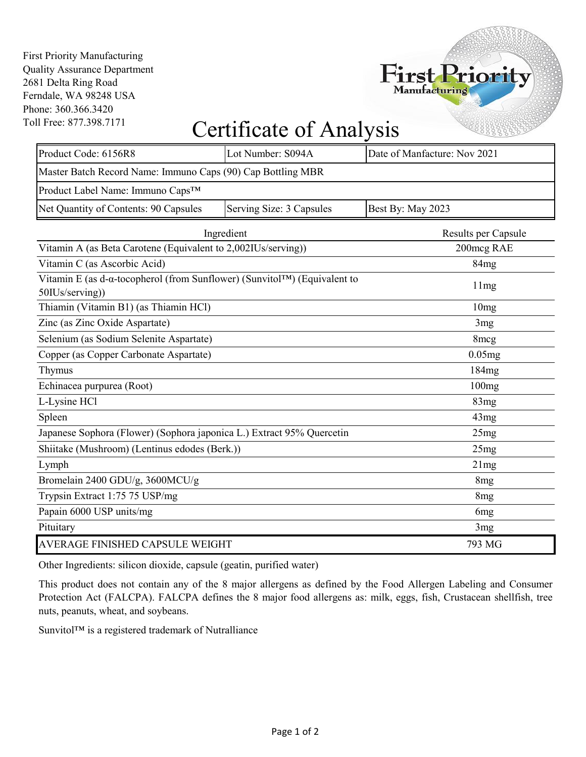First Priority Manufacturing
Quality Assurance Department
2681 Delta Ring Road
Ferndale, WA 98248 USA
Phone: 360.366.3420
Toll Free: 877.398.7171

# Certificate of Analysis

| Product Code: 6156R8 | Lot Number: S094A | Date of Manfacture: Nov 2021 |
|---|---|---|
| Master Batch Record Name: Immuno Caps (90) Cap Bottling MBR | | |
| Product Label Name: Immuno Caps™ | | |
| Net Quantity of Contents: 90 Capsules | Serving Size: 3 Capsules | Best By: May 2023 |

| Ingredient | Results per Capsule |
|---|---|
| Vitamin A (as Beta Carotene (Equivalent to 2,002IUs/serving)) | 200mcg RAE |
| Vitamin C (as Ascorbic Acid) | 84mg |
| Vitamin E (as d-α-tocopherol (from Sunflower) (Sunvitol™) (Equivalent to 50IUs/serving)) | 11mg |
| Thiamin (Vitamin B1) (as Thiamin HCl) | 10mg |
| Zinc (as Zinc Oxide Aspartate) | 3mg |
| Selenium (as Sodium Selenite Aspartate) | 8mcg |
| Copper (as Copper Carbonate Aspartate) | 0.05mg |
| Thymus | 184mg |
| Echinacea purpurea (Root) | 100mg |
| L-Lysine HCl | 83mg |
| Spleen | 43mg |
| Japanese Sophora (Flower) (Sophora japonica L.) Extract 95% Quercetin | 25mg |
| Shiitake (Mushroom) (Lentinus edodes (Berk.)) | 25mg |
| Lymph | 21mg |
| Bromelain 2400 GDU/g, 3600MCU/g | 8mg |
| Trypsin Extract 1:75 75 USP/mg | 8mg |
| Papain 6000 USP units/mg | 6mg |
| Pituitary | 3mg |
| AVERAGE FINISHED CAPSULE WEIGHT | 793 MG |

Other Ingredients: silicon dioxide, capsule (geatin, purified water)

This product does not contain any of the 8 major allergens as defined by the Food Allergen Labeling and Consumer Protection Act (FALCPA). FALCPA defines the 8 major food allergens as: milk, eggs, fish, Crustacean shellfish, tree nuts, peanuts, wheat, and soybeans.

Sunvitol™ is a registered trademark of Nutralliance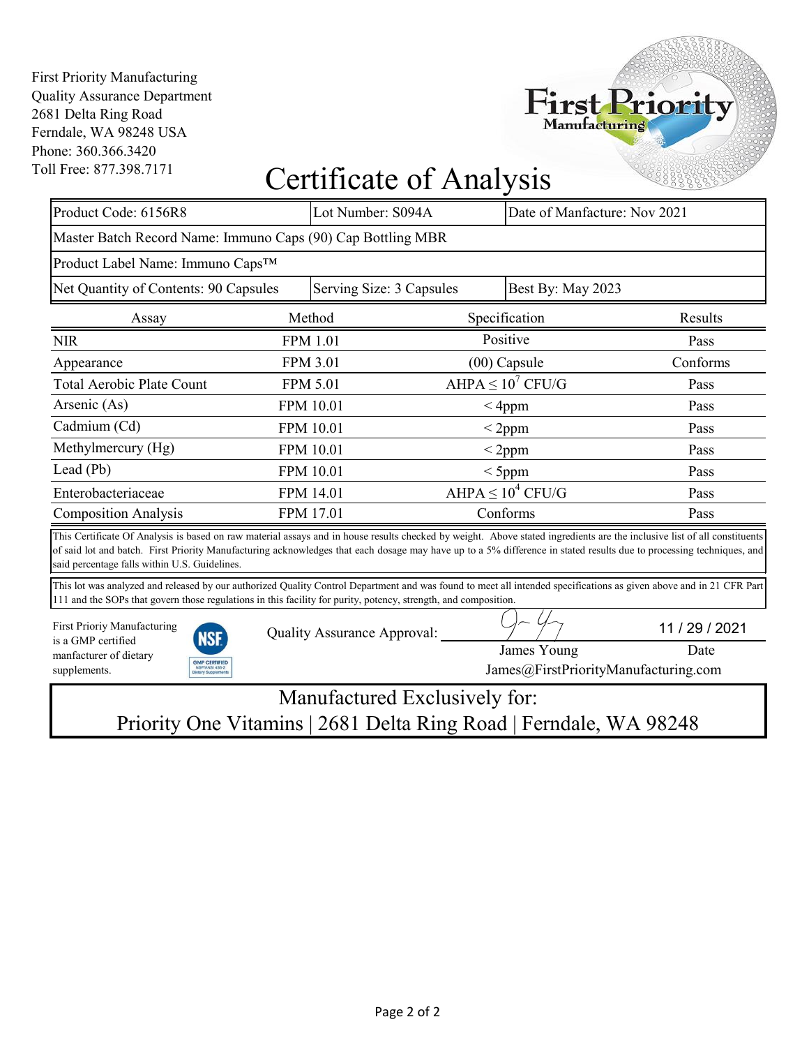First Priority Manufacturing
Quality Assurance Department
2681 Delta Ring Road
Ferndale, WA 98248 USA
Phone: 360.366.3420
Toll Free: 877.398.7171

# Certificate of Analysis

| | | |
|---|---|---|
| Product Code: 6156R8 | Lot Number: S094A | Date of Manfacture: Nov 2021 |
| Master Batch Record Name: Immuno Caps (90) Cap Bottling MBR | | |
| Product Label Name: Immuno Caps™ | | |
| Net Quantity of Contents: 90 Capsules | Serving Size: 3 Capsules | Best By: May 2023 |

| Assay | Method | Specification | Results |
|---|---|---|---|
| NIR | FPM 1.01 | Positive | Pass |
| Appearance | FPM 3.01 | (00) Capsule | Conforms |
| Total Aerobic Plate Count | FPM 5.01 | AHPA $\leq 10^7$ CFU/G | Pass |
| Arsenic (As) | FPM 10.01 | < 4ppm | Pass |
| Cadmium (Cd) | FPM 10.01 | < 2ppm | Pass |
| Methylmercury (Hg) | FPM 10.01 | < 2ppm | Pass |
| Lead (Pb) | FPM 10.01 | < 5ppm | Pass |
| Enterobacteriaceae | FPM 14.01 | AHPA $\leq 10^4$ CFU/G | Pass |
| Composition Analysis | FPM 17.01 | Conforms | Pass |

This Certificate Of Analysis is based on raw material assays and in house results checked by weight. Above stated ingredients are the inclusive list of all constituents of said lot and batch. First Priority Manufacturing acknowledges that each dosage may have up to a 5% difference in stated results due to processing techniques, and said percentage falls within U.S. Guidelines.

This lot was analyzed and released by our authorized Quality Control Department and was found to meet all intended specifications as given above and in 21 CFR Part 111 and the SOPs that govern those regulations in this facility for purity, potency, strength, and composition.

First Prioriy Manufacturing is a GMP certified manfacturer of dietary supplements.

NSF GMP CERTIFIED NSF/ANSI 455-2 Dietary Supplements

Quality Assurance Approval: James Young — Date: 11 / 29 / 2021

James@FirstPriorityManufacturing.com

Manufactured Exclusively for:
Priority One Vitamins | 2681 Delta Ring Road | Ferndale, WA 98248